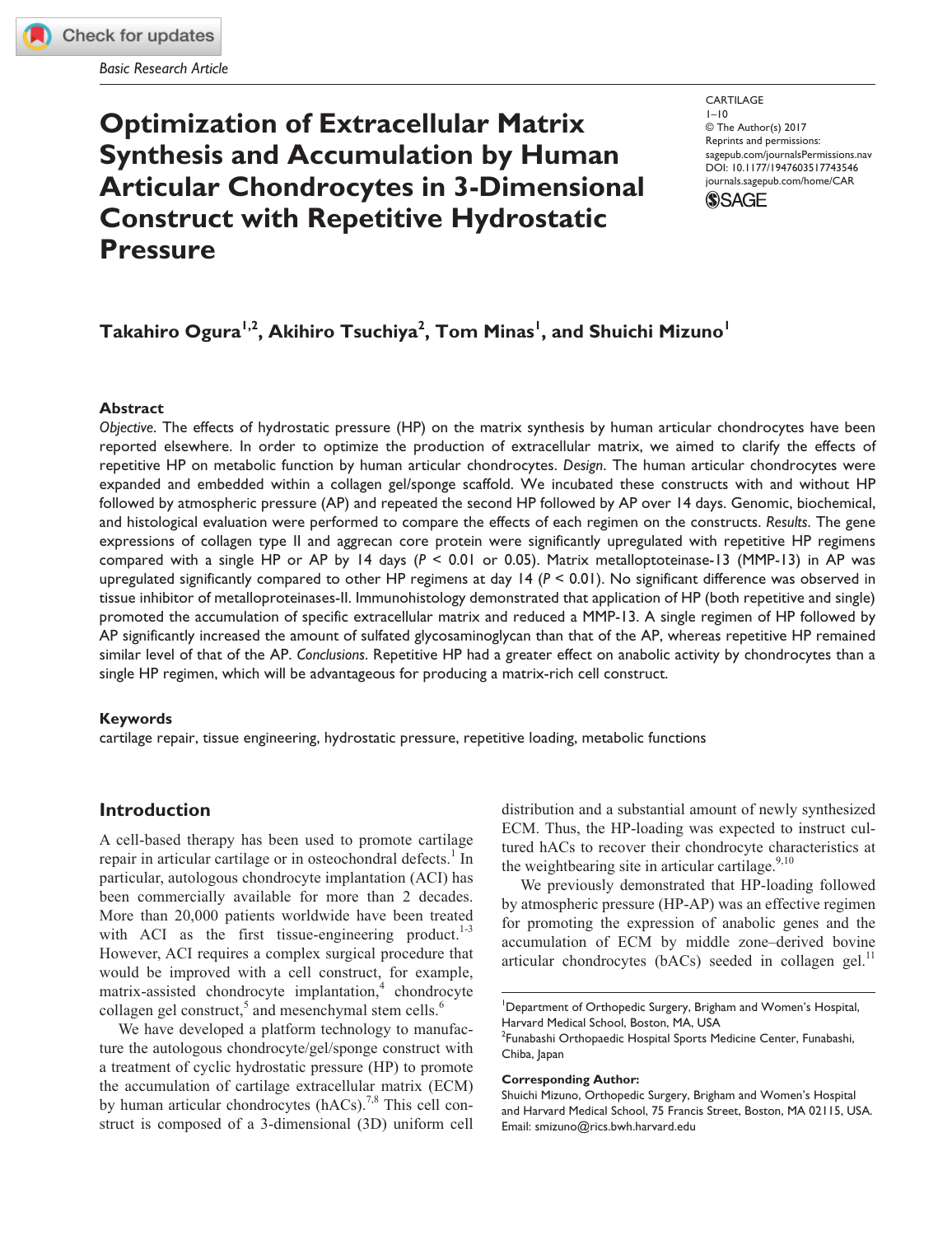*Basic Research Article*

# Optimization of Extracellular Matrix Synthesis and Accumulation by Human Articular Chondrocytes in 3-Dimensional Construct with Repetitive Hydrostatic Pressure

CARTILAGE
1–10
© The Author(s) 2017
Reprints and permissions: sagepub.com/journalsPermissions.nav
DOI: 10.1177/1947603517743546
journals.sagepub.com/home/CAR

**Takahiro Ogura[1,2], Akihiro Tsuchiya[2], Tom Minas[1], and Shuichi Mizuno[1]**

## Abstract

*Objective*. The effects of hydrostatic pressure (HP) on the matrix synthesis by human articular chondrocytes have been reported elsewhere. In order to optimize the production of extracellular matrix, we aimed to clarify the effects of repetitive HP on metabolic function by human articular chondrocytes. *Design*. The human articular chondrocytes were expanded and embedded within a collagen gel/sponge scaffold. We incubated these constructs with and without HP followed by atmospheric pressure (AP) and repeated the second HP followed by AP over 14 days. Genomic, biochemical, and histological evaluation were performed to compare the effects of each regimen on the constructs. *Results*. The gene expressions of collagen type II and aggrecan core protein were significantly upregulated with repetitive HP regimens compared with a single HP or AP by 14 days ($P < 0.01$ or $0.05$). Matrix metalloptoteinase-13 (MMP-13) in AP was upregulated significantly compared to other HP regimens at day 14 ($P < 0.01$). No significant difference was observed in tissue inhibitor of metalloproteinases-II. Immunohistology demonstrated that application of HP (both repetitive and single) promoted the accumulation of specific extracellular matrix and reduced a MMP-13. A single regimen of HP followed by AP significantly increased the amount of sulfated glycosaminoglycan than that of the AP, whereas repetitive HP remained similar level of that of the AP. *Conclusions*. Repetitive HP had a greater effect on anabolic activity by chondrocytes than a single HP regimen, which will be advantageous for producing a matrix-rich cell construct.

### Keywords

cartilage repair, tissue engineering, hydrostatic pressure, repetitive loading, metabolic functions

## Introduction

A cell-based therapy has been used to promote cartilage repair in articular cartilage or in osteochondral defects.[1] In particular, autologous chondrocyte implantation (ACI) has been commercially available for more than 2 decades. More than 20,000 patients worldwide have been treated with ACI as the first tissue-engineering product.[1-3] However, ACI requires a complex surgical procedure that would be improved with a cell construct, for example, matrix-assisted chondrocyte implantation,[4] chondrocyte collagen gel construct,[5] and mesenchymal stem cells.[6]

We have developed a platform technology to manufacture the autologous chondrocyte/gel/sponge construct with a treatment of cyclic hydrostatic pressure (HP) to promote the accumulation of cartilage extracellular matrix (ECM) by human articular chondrocytes (hACs).[7,8] This cell construct is composed of a 3-dimensional (3D) uniform cell distribution and a substantial amount of newly synthesized ECM. Thus, the HP-loading was expected to instruct cultured hACs to recover their chondrocyte characteristics at the weightbearing site in articular cartilage.[9,10]

We previously demonstrated that HP-loading followed by atmospheric pressure (HP-AP) was an effective regimen for promoting the expression of anabolic genes and the accumulation of ECM by middle zone–derived bovine articular chondrocytes (bACs) seeded in collagen gel.[11]

[1]Department of Orthopedic Surgery, Brigham and Women's Hospital, Harvard Medical School, Boston, MA, USA
[2]Funabashi Orthopaedic Hospital Sports Medicine Center, Funabashi, Chiba, Japan

**Corresponding Author:**
Shuichi Mizuno, Orthopedic Surgery, Brigham and Women's Hospital and Harvard Medical School, 75 Francis Street, Boston, MA 02115, USA.
Email: smizuno@rics.bwh.harvard.edu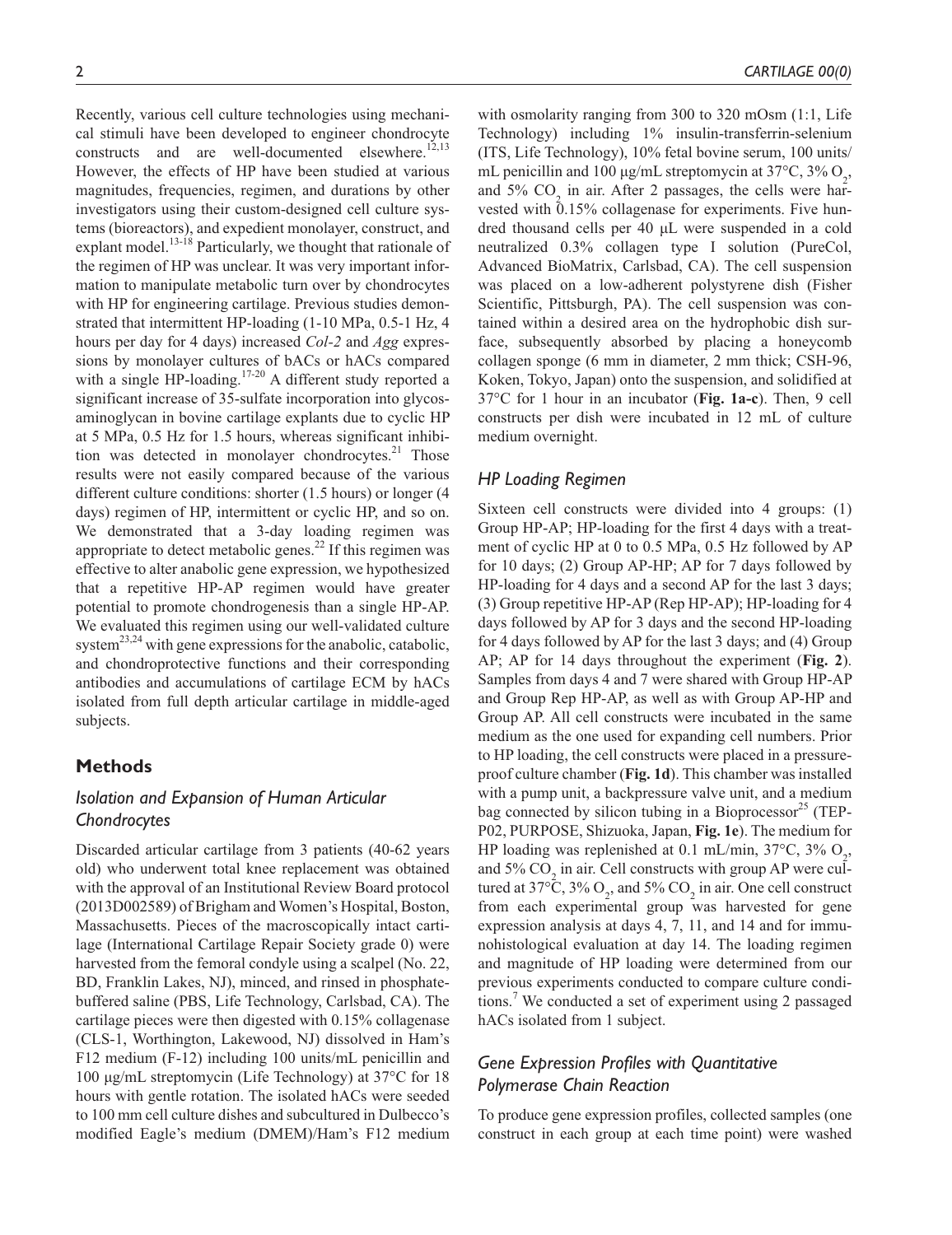Recently, various cell culture technologies using mechanical stimuli have been developed to engineer chondrocyte constructs and are well-documented elsewhere.[12,13] However, the effects of HP have been studied at various magnitudes, frequencies, regimen, and durations by other investigators using their custom-designed cell culture systems (bioreactors), and expedient monolayer, construct, and explant model.[13-18] Particularly, we thought that rationale of the regimen of HP was unclear. It was very important information to manipulate metabolic turn over by chondrocytes with HP for engineering cartilage. Previous studies demonstrated that intermittent HP-loading (1-10 MPa, 0.5-1 Hz, 4 hours per day for 4 days) increased *Col-2* and *Agg* expressions by monolayer cultures of bACs or hACs compared with a single HP-loading.[17-20] A different study reported a significant increase of 35-sulfate incorporation into glycosaminoglycan in bovine cartilage explants due to cyclic HP at 5 MPa, 0.5 Hz for 1.5 hours, whereas significant inhibition was detected in monolayer chondrocytes.[21] Those results were not easily compared because of the various different culture conditions: shorter (1.5 hours) or longer (4 days) regimen of HP, intermittent or cyclic HP, and so on. We demonstrated that a 3-day loading regimen was appropriate to detect metabolic genes.[22] If this regimen was effective to alter anabolic gene expression, we hypothesized that a repetitive HP-AP regimen would have greater potential to promote chondrogenesis than a single HP-AP. We evaluated this regimen using our well-validated culture system[23,24] with gene expressions for the anabolic, catabolic, and chondroprotective functions and their corresponding antibodies and accumulations of cartilage ECM by hACs isolated from full depth articular cartilage in middle-aged subjects.

## Methods

### Isolation and Expansion of Human Articular Chondrocytes

Discarded articular cartilage from 3 patients (40-62 years old) who underwent total knee replacement was obtained with the approval of an Institutional Review Board protocol (2013D002589) of Brigham and Women's Hospital, Boston, Massachusetts. Pieces of the macroscopically intact cartilage (International Cartilage Repair Society grade 0) were harvested from the femoral condyle using a scalpel (No. 22, BD, Franklin Lakes, NJ), minced, and rinsed in phosphate-buffered saline (PBS, Life Technology, Carlsbad, CA). The cartilage pieces were then digested with 0.15% collagenase (CLS-1, Worthington, Lakewood, NJ) dissolved in Ham's F12 medium (F-12) including 100 units/mL penicillin and 100 µg/mL streptomycin (Life Technology) at 37°C for 18 hours with gentle rotation. The isolated hACs were seeded to 100 mm cell culture dishes and subcultured in Dulbecco's modified Eagle's medium (DMEM)/Ham's F12 medium with osmolarity ranging from 300 to 320 mOsm (1:1, Life Technology) including 1% insulin-transferrin-selenium (ITS, Life Technology), 10% fetal bovine serum, 100 units/mL penicillin and 100 µg/mL streptomycin at 37°C, 3% $O_2$, and 5% $CO_2$ in air. After 2 passages, the cells were harvested with 0.15% collagenase for experiments. Five hundred thousand cells per 40 µL were suspended in a cold neutralized 0.3% collagen type I solution (PureCol, Advanced BioMatrix, Carlsbad, CA). The cell suspension was placed on a low-adherent polystyrene dish (Fisher Scientific, Pittsburgh, PA). The cell suspension was contained within a desired area on the hydrophobic dish surface, subsequently absorbed by placing a honeycomb collagen sponge (6 mm in diameter, 2 mm thick; CSH-96, Koken, Tokyo, Japan) onto the suspension, and solidified at 37°C for 1 hour in an incubator (**Fig. 1a-c**). Then, 9 cell constructs per dish were incubated in 12 mL of culture medium overnight.

### HP Loading Regimen

Sixteen cell constructs were divided into 4 groups: (1) Group HP-AP; HP-loading for the first 4 days with a treatment of cyclic HP at 0 to 0.5 MPa, 0.5 Hz followed by AP for 10 days; (2) Group AP-HP; AP for 7 days followed by HP-loading for 4 days and a second AP for the last 3 days; (3) Group repetitive HP-AP (Rep HP-AP); HP-loading for 4 days followed by AP for 3 days and the second HP-loading for 4 days followed by AP for the last 3 days; and (4) Group AP; AP for 14 days throughout the experiment (**Fig. 2**). Samples from days 4 and 7 were shared with Group HP-AP and Group Rep HP-AP, as well as with Group AP-HP and Group AP. All cell constructs were incubated in the same medium as the one used for expanding cell numbers. Prior to HP loading, the cell constructs were placed in a pressure-proof culture chamber (**Fig. 1d**). This chamber was installed with a pump unit, a backpressure valve unit, and a medium bag connected by silicon tubing in a Bioprocessor[25] (TEP-P02, PURPOSE, Shizuoka, Japan, **Fig. 1e**). The medium for HP loading was replenished at 0.1 mL/min, 37°C, 3% $O_2$, and 5% $CO_2$ in air. Cell constructs with group AP were cultured at 37°C, 3% $O_2$, and 5% $CO_2$ in air. One cell construct from each experimental group was harvested for gene expression analysis at days 4, 7, 11, and 14 and for immunohistological evaluation at day 14. The loading regimen and magnitude of HP loading were determined from our previous experiments conducted to compare culture conditions.[7] We conducted a set of experiment using 2 passaged hACs isolated from 1 subject.

### Gene Expression Profiles with Quantitative Polymerase Chain Reaction

To produce gene expression profiles, collected samples (one construct in each group at each time point) were washed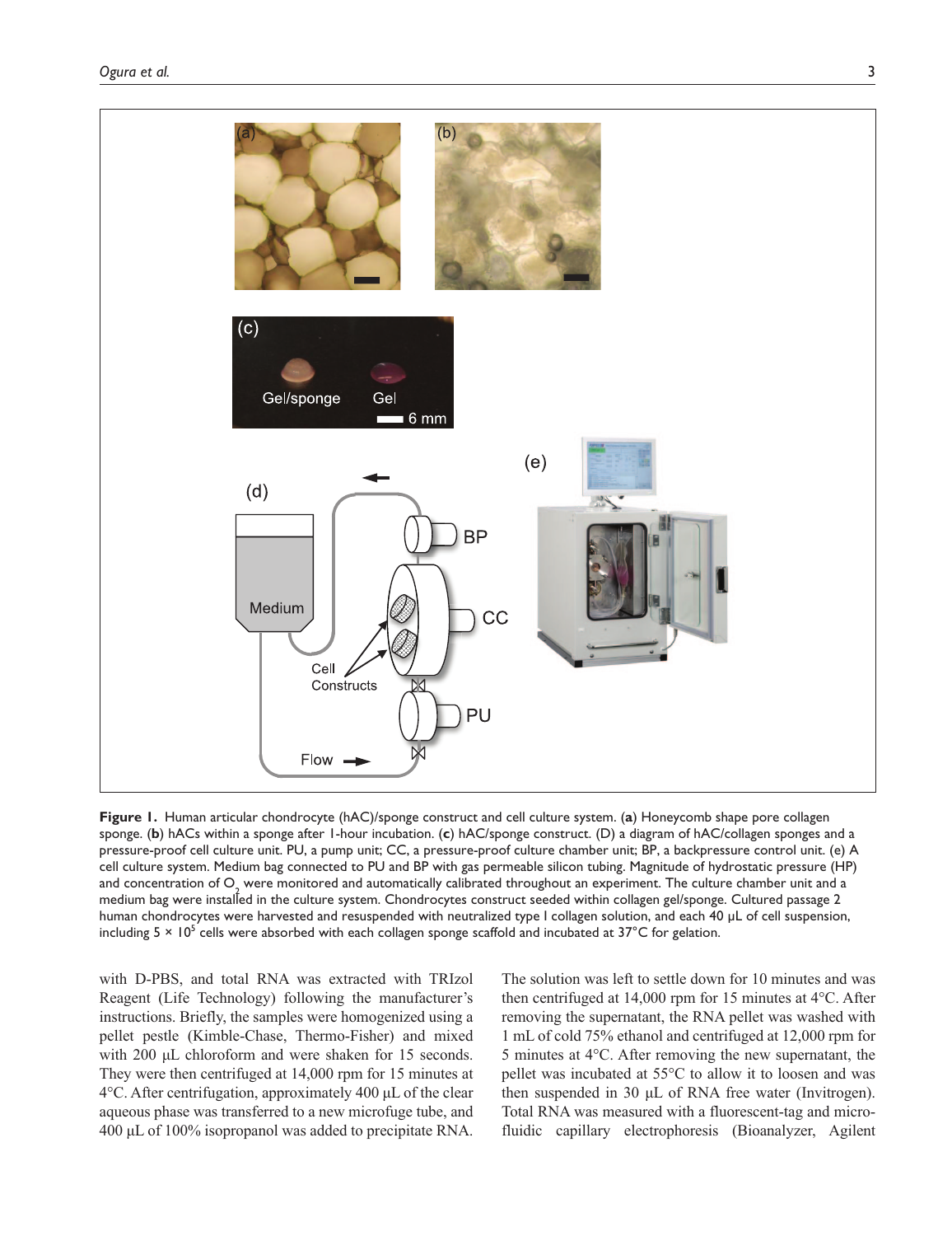**Figure 1.** Human articular chondrocyte (hAC)/sponge construct and cell culture system. (**a**) Honeycomb shape pore collagen sponge. (**b**) hACs within a sponge after 1-hour incubation. (**c**) hAC/sponge construct. (D) a diagram of hAC/collagen sponges and a pressure-proof cell culture unit. PU, a pump unit; CC, a pressure-proof culture chamber unit; BP, a backpressure control unit. (e) A cell culture system. Medium bag connected to PU and BP with gas permeable silicon tubing. Magnitude of hydrostatic pressure (HP) and concentration of $O_2$ were monitored and automatically calibrated throughout an experiment. The culture chamber unit and a medium bag were installed in the culture system. Chondrocytes construct seeded within collagen gel/sponge. Cultured passage 2 human chondrocytes were harvested and resuspended with neutralized type I collagen solution, and each 40 µL of cell suspension, including $5 \times 10^5$ cells were absorbed with each collagen sponge scaffold and incubated at 37°C for gelation.

with D-PBS, and total RNA was extracted with TRIzol Reagent (Life Technology) following the manufacturer's instructions. Briefly, the samples were homogenized using a pellet pestle (Kimble-Chase, Thermo-Fisher) and mixed with 200 µL chloroform and were shaken for 15 seconds. They were then centrifuged at 14,000 rpm for 15 minutes at 4°C. After centrifugation, approximately 400 µL of the clear aqueous phase was transferred to a new microfuge tube, and 400 µL of 100% isopropanol was added to precipitate RNA. The solution was left to settle down for 10 minutes and was then centrifuged at 14,000 rpm for 15 minutes at 4°C. After removing the supernatant, the RNA pellet was washed with 1 mL of cold 75% ethanol and centrifuged at 12,000 rpm for 5 minutes at 4°C. After removing the new supernatant, the pellet was incubated at 55°C to allow it to loosen and was then suspended in 30 µL of RNA free water (Invitrogen). Total RNA was measured with a fluorescent-tag and microfluidic capillary electrophoresis (Bioanalyzer, Agilent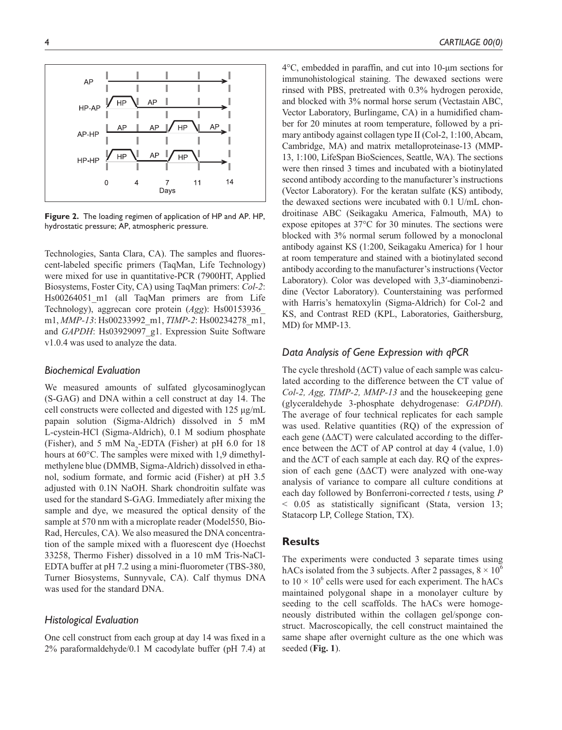**Figure 2.** The loading regimen of application of HP and AP. HP, hydrostatic pressure; AP, atmospheric pressure.

Technologies, Santa Clara, CA). The samples and fluorescent-labeled specific primers (TaqMan, Life Technology) were mixed for use in quantitative-PCR (7900HT, Applied Biosystems, Foster City, CA) using TaqMan primers: *Col-2*: Hs00264051_m1 (all TaqMan primers are from Life Technology), aggrecan core protein (*Agg*): Hs00153936_m1, *MMP-13*: Hs00233992_m1, *TIMP-2*: Hs00234278_m1, and *GAPDH*: Hs03929097_g1. Expression Suite Software v1.0.4 was used to analyze the data.

### Biochemical Evaluation

We measured amounts of sulfated glycosaminoglycan (S-GAG) and DNA within a cell construct at day 14. The cell constructs were collected and digested with 125 µg/mL papain solution (Sigma-Aldrich) dissolved in 5 mM L-cystein-HCl (Sigma-Aldrich), 0.1 M sodium phosphate (Fisher), and 5 mM $Na_2$-EDTA (Fisher) at pH 6.0 for 18 hours at 60°C. The samples were mixed with 1,9 dimethyl-methylene blue (DMMB, Sigma-Aldrich) dissolved in ethanol, sodium formate, and formic acid (Fisher) at pH 3.5 adjusted with 0.1N NaOH. Shark chondroitin sulfate was used for the standard S-GAG. Immediately after mixing the sample and dye, we measured the optical density of the sample at 570 nm with a microplate reader (Model550, Bio-Rad, Hercules, CA). We also measured the DNA concentration of the sample mixed with a fluorescent dye (Hoechst 33258, Thermo Fisher) dissolved in a 10 mM Tris-NaCl-EDTA buffer at pH 7.2 using a mini-fluorometer (TBS-380, Turner Biosystems, Sunnyvale, CA). Calf thymus DNA was used for the standard DNA.

### Histological Evaluation

One cell construct from each group at day 14 was fixed in a 2% paraformaldehyde/0.1 M cacodylate buffer (pH 7.4) at 4°C, embedded in paraffin, and cut into 10-µm sections for immunohistological staining. The dewaxed sections were rinsed with PBS, pretreated with 0.3% hydrogen peroxide, and blocked with 3% normal horse serum (Vectastain ABC, Vector Laboratory, Burlingame, CA) in a humidified chamber for 20 minutes at room temperature, followed by a primary antibody against collagen type II (Col-2, 1:100, Abcam, Cambridge, MA) and matrix metalloproteinase-13 (MMP-13, 1:100, LifeSpan BioSciences, Seattle, WA). The sections were then rinsed 3 times and incubated with a biotinylated second antibody according to the manufacturer's instructions (Vector Laboratory). For the keratan sulfate (KS) antibody, the dewaxed sections were incubated with 0.1 U/mL chondroitinase ABC (Seikagaku America, Falmouth, MA) to expose epitopes at 37°C for 30 minutes. The sections were blocked with 3% normal serum followed by a monoclonal antibody against KS (1:200, Seikagaku America) for 1 hour at room temperature and stained with a biotinylated second antibody according to the manufacturer's instructions (Vector Laboratory). Color was developed with 3,3′-diaminobenzidine (Vector Laboratory). Counterstaining was performed with Harris's hematoxylin (Sigma-Aldrich) for Col-2 and KS, and Contrast RED (KPL, Laboratories, Gaithersburg, MD) for MMP-13.

### Data Analysis of Gene Expression with qPCR

The cycle threshold (ΔCT) value of each sample was calculated according to the difference between the CT value of *Col-2, Agg, TIMP-2, MMP-13* and the housekeeping gene (glyceraldehyde 3-phosphate dehydrogenase: *GAPDH*). The average of four technical replicates for each sample was used. Relative quantities (RQ) of the expression of each gene (ΔΔCT) were calculated according to the difference between the ΔCT of AP control at day 4 (value, 1.0) and the ΔCT of each sample at each day. RQ of the expression of each gene (ΔΔCT) were analyzed with one-way analysis of variance to compare all culture conditions at each day followed by Bonferroni-corrected *t* tests, using $P < 0.05$ as statistically significant (Stata, version 13; Statacorp LP, College Station, TX).

## Results

The experiments were conducted 3 separate times using hACs isolated from the 3 subjects. After 2 passages, $8 \times 10^6$ to $10 \times 10^6$ cells were used for each experiment. The hACs maintained polygonal shape in a monolayer culture by seeding to the cell scaffolds. The hACs were homogeneously distributed within the collagen gel/sponge construct. Macroscopically, the cell construct maintained the same shape after overnight culture as the one which was seeded (**Fig. 1**).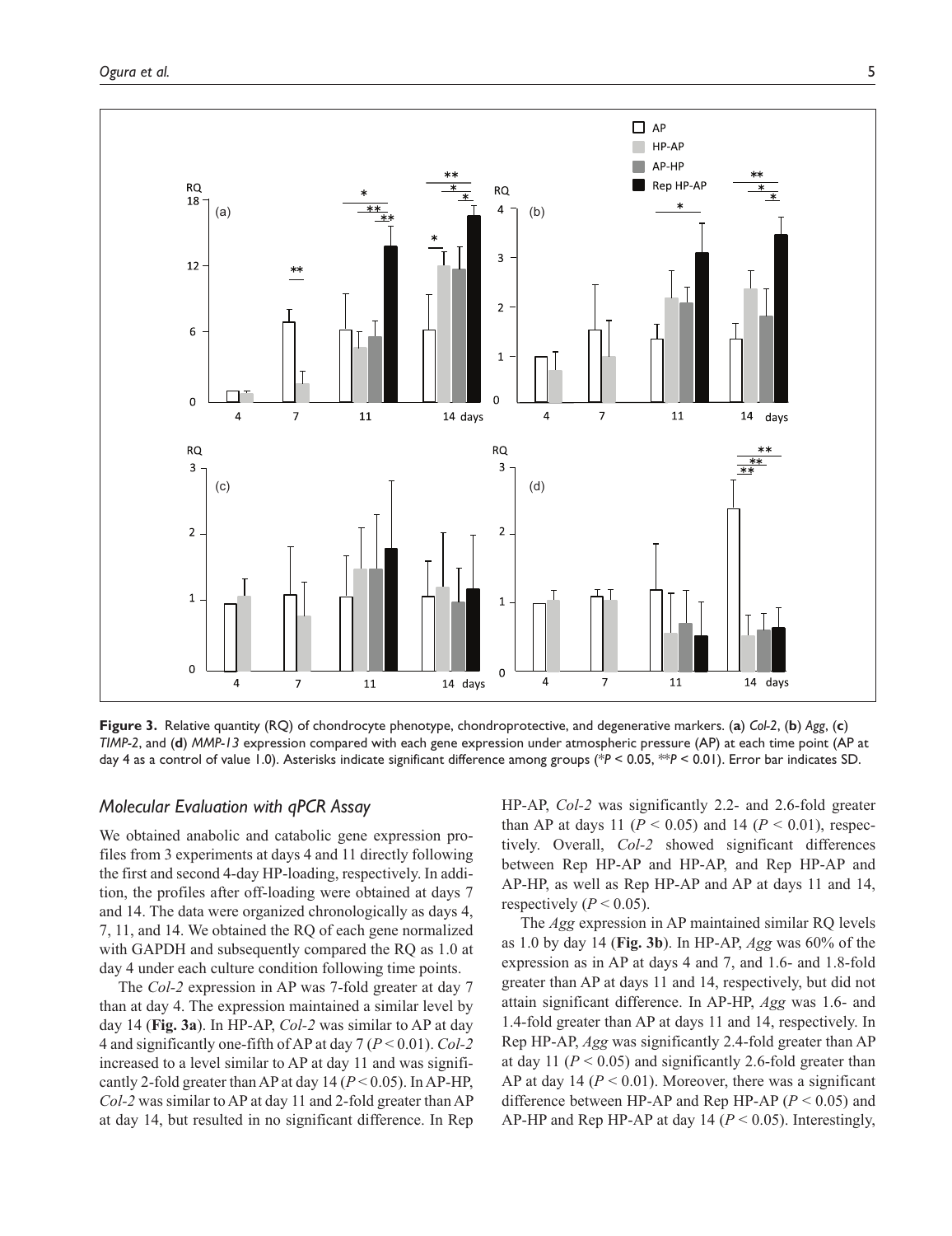**Figure 3.** Relative quantity (RQ) of chondrocyte phenotype, chondroprotective, and degenerative markers. (**a**) *Col-2*, (**b**) *Agg*, (**c**) *TIMP-2*, and (**d**) *MMP-13* expression compared with each gene expression under atmospheric pressure (AP) at each time point (AP at day 4 as a control of value 1.0). Asterisks indicate significant difference among groups (* $P < 0.05$, ** $P < 0.01$). Error bar indicates SD.

### Molecular Evaluation with qPCR Assay

We obtained anabolic and catabolic gene expression profiles from 3 experiments at days 4 and 11 directly following the first and second 4-day HP-loading, respectively. In addition, the profiles after off-loading were obtained at days 7 and 14. The data were organized chronologically as days 4, 7, 11, and 14. We obtained the RQ of each gene normalized with GAPDH and subsequently compared the RQ as 1.0 at day 4 under each culture condition following time points.

The *Col-2* expression in AP was 7-fold greater at day 7 than at day 4. The expression maintained a similar level by day 14 (**Fig. 3a**). In HP-AP, *Col-2* was similar to AP at day 4 and significantly one-fifth of AP at day 7 ($P < 0.01$). *Col-2* increased to a level similar to AP at day 11 and was significantly 2-fold greater than AP at day 14 ($P < 0.05$). In AP-HP, *Col-2* was similar to AP at day 11 and 2-fold greater than AP at day 14, but resulted in no significant difference. In Rep HP-AP, *Col-2* was significantly 2.2- and 2.6-fold greater than AP at days 11 ($P < 0.05$) and 14 ($P < 0.01$), respectively. Overall, *Col-2* showed significant differences between Rep HP-AP and HP-AP, and Rep HP-AP and AP-HP, as well as Rep HP-AP and AP at days 11 and 14, respectively ($P < 0.05$).

The *Agg* expression in AP maintained similar RQ levels as 1.0 by day 14 (**Fig. 3b**). In HP-AP, *Agg* was 60% of the expression as in AP at days 4 and 7, and 1.6- and 1.8-fold greater than AP at days 11 and 14, respectively, but did not attain significant difference. In AP-HP, *Agg* was 1.6- and 1.4-fold greater than AP at days 11 and 14, respectively. In Rep HP-AP, *Agg* was significantly 2.4-fold greater than AP at day 11 ($P < 0.05$) and significantly 2.6-fold greater than AP at day 14 ($P < 0.01$). Moreover, there was a significant difference between HP-AP and Rep HP-AP ($P < 0.05$) and AP-HP and Rep HP-AP at day 14 ($P < 0.05$). Interestingly,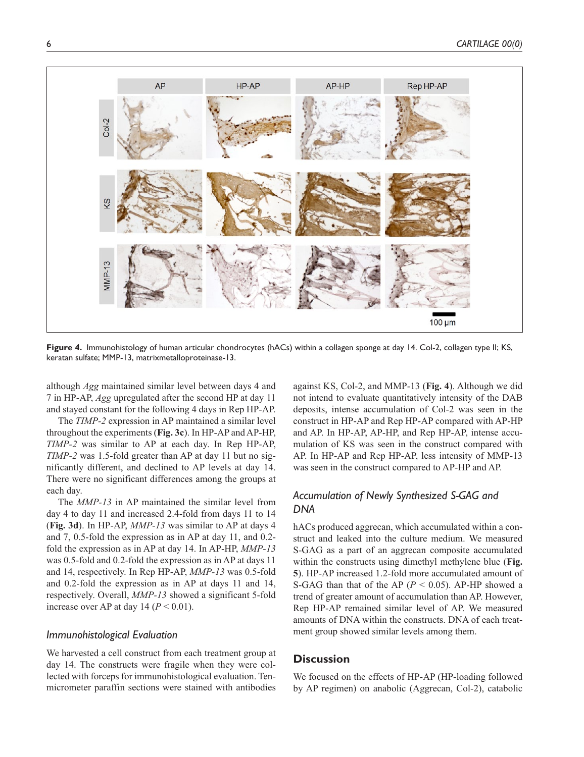Figure 4. Immunohistology of human articular chondrocytes (hACs) within a collagen sponge at day 14. Col-2, collagen type II; KS, keratan sulfate; MMP-13, matrixmetalloproteinase-13.

although *Agg* maintained similar level between days 4 and 7 in HP-AP, *Agg* upregulated after the second HP at day 11 and stayed constant for the following 4 days in Rep HP-AP.

The *TIMP-2* expression in AP maintained a similar level throughout the experiments (**Fig. 3c**). In HP-AP and AP-HP, *TIMP-2* was similar to AP at each day. In Rep HP-AP, *TIMP-2* was 1.5-fold greater than AP at day 11 but no significantly different, and declined to AP levels at day 14. There were no significant differences among the groups at each day.

The *MMP-13* in AP maintained the similar level from day 4 to day 11 and increased 2.4-fold from days 11 to 14 (**Fig. 3d**). In HP-AP, *MMP-13* was similar to AP at days 4 and 7, 0.5-fold the expression as in AP at day 11, and 0.2-fold the expression as in AP at day 14. In AP-HP, *MMP-13* was 0.5-fold and 0.2-fold the expression as in AP at days 11 and 14, respectively. In Rep HP-AP, *MMP-13* was 0.5-fold and 0.2-fold the expression as in AP at days 11 and 14, respectively. Overall, *MMP-13* showed a significant 5-fold increase over AP at day 14 ($P < 0.01$).

### Immunohistological Evaluation

We harvested a cell construct from each treatment group at day 14. The constructs were fragile when they were collected with forceps for immunohistological evaluation. Ten-micrometer paraffin sections were stained with antibodies against KS, Col-2, and MMP-13 (**Fig. 4**). Although we did not intend to evaluate quantitatively intensity of the DAB deposits, intense accumulation of Col-2 was seen in the construct in HP-AP and Rep HP-AP compared with AP-HP and AP. In HP-AP, AP-HP, and Rep HP-AP, intense accumulation of KS was seen in the construct compared with AP. In HP-AP and Rep HP-AP, less intensity of MMP-13 was seen in the construct compared to AP-HP and AP.

### Accumulation of Newly Synthesized S-GAG and DNA

hACs produced aggrecan, which accumulated within a construct and leaked into the culture medium. We measured S-GAG as a part of an aggrecan composite accumulated within the constructs using dimethyl methylene blue (**Fig. 5**). HP-AP increased 1.2-fold more accumulated amount of S-GAG than that of the AP ($P < 0.05$). AP-HP showed a trend of greater amount of accumulation than AP. However, Rep HP-AP remained similar level of AP. We measured amounts of DNA within the constructs. DNA of each treatment group showed similar levels among them.

## Discussion

We focused on the effects of HP-AP (HP-loading followed by AP regimen) on anabolic (Aggrecan, Col-2), catabolic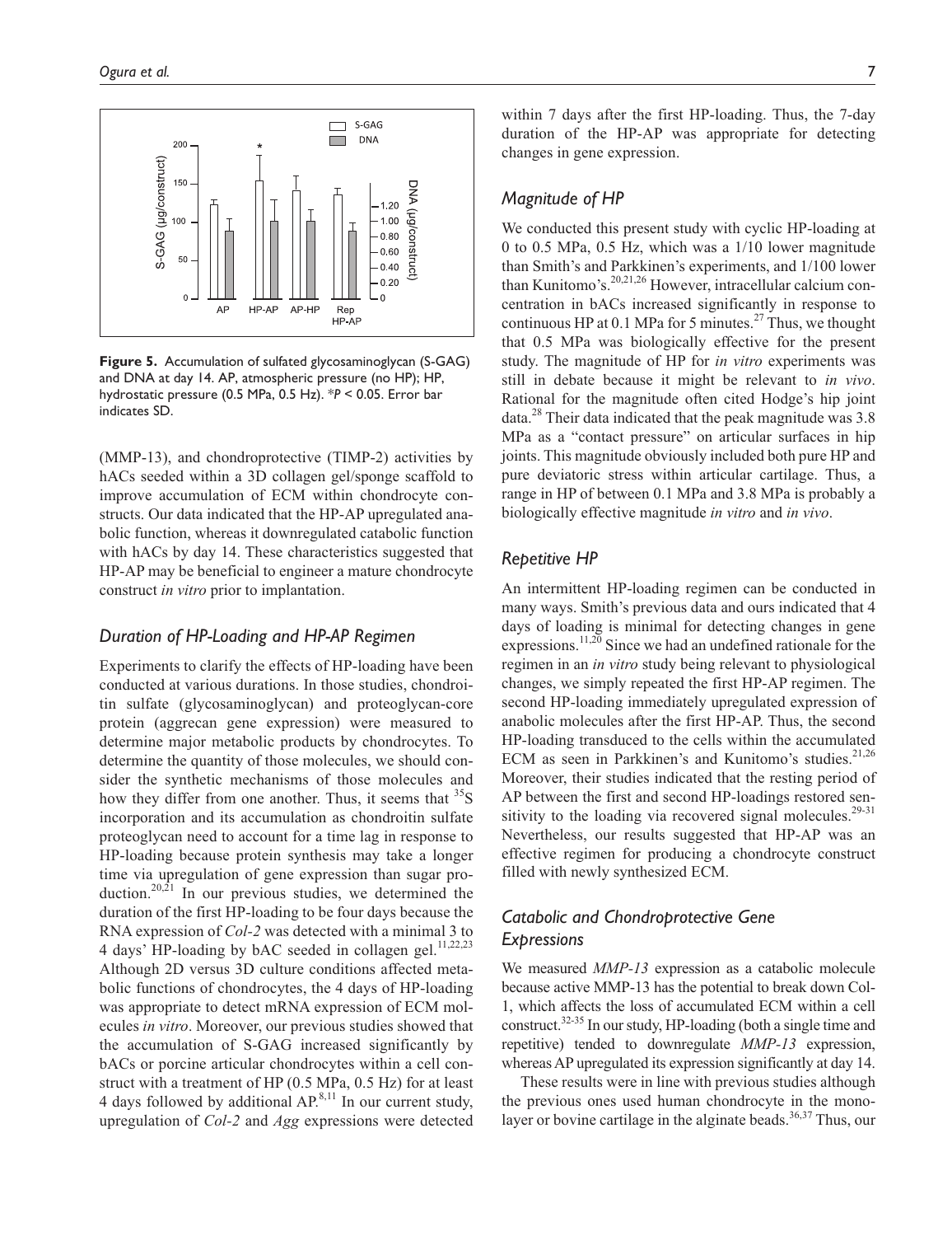**Figure 5.** Accumulation of sulfated glycosaminoglycan (S-GAG) and DNA at day 14. AP, atmospheric pressure (no HP); HP, hydrostatic pressure (0.5 MPa, 0.5 Hz). $*P < 0.05$. Error bar indicates SD.

(MMP-13), and chondroprotective (TIMP-2) activities by hACs seeded within a 3D collagen gel/sponge scaffold to improve accumulation of ECM within chondrocyte constructs. Our data indicated that the HP-AP upregulated anabolic function, whereas it downregulated catabolic function with hACs by day 14. These characteristics suggested that HP-AP may be beneficial to engineer a mature chondrocyte construct *in vitro* prior to implantation.

## Duration of HP-Loading and HP-AP Regimen

Experiments to clarify the effects of HP-loading have been conducted at various durations. In those studies, chondroitin sulfate (glycosaminoglycan) and proteoglycan-core protein (aggrecan gene expression) were measured to determine major metabolic products by chondrocytes. To determine the quantity of those molecules, we should consider the synthetic mechanisms of those molecules and how they differ from one another. Thus, it seems that $^{35}S$ incorporation and its accumulation as chondroitin sulfate proteoglycan need to account for a time lag in response to HP-loading because protein synthesis may take a longer time via upregulation of gene expression than sugar production.[20,21] In our previous studies, we determined the duration of the first HP-loading to be four days because the RNA expression of *Col-2* was detected with a minimal 3 to 4 days' HP-loading by bAC seeded in collagen gel.[11,22,23] Although 2D versus 3D culture conditions affected metabolic functions of chondrocytes, the 4 days of HP-loading was appropriate to detect mRNA expression of ECM molecules *in vitro*. Moreover, our previous studies showed that the accumulation of S-GAG increased significantly by bACs or porcine articular chondrocytes within a cell construct with a treatment of HP (0.5 MPa, 0.5 Hz) for at least 4 days followed by additional AP.[8,11] In our current study, upregulation of *Col-2* and *Agg* expressions were detected within 7 days after the first HP-loading. Thus, the 7-day duration of the HP-AP was appropriate for detecting changes in gene expression.

## Magnitude of HP

We conducted this present study with cyclic HP-loading at 0 to 0.5 MPa, 0.5 Hz, which was a 1/10 lower magnitude than Smith's and Parkkinen's experiments, and 1/100 lower than Kunitomo's.[20,21,26] However, intracellular calcium concentration in bACs increased significantly in response to continuous HP at 0.1 MPa for 5 minutes.[27] Thus, we thought that 0.5 MPa was biologically effective for the present study. The magnitude of HP for *in vitro* experiments was still in debate because it might be relevant to *in vivo*. Rational for the magnitude often cited Hodge's hip joint data.[28] Their data indicated that the peak magnitude was 3.8 MPa as a "contact pressure" on articular surfaces in hip joints. This magnitude obviously included both pure HP and pure deviatoric stress within articular cartilage. Thus, a range in HP of between 0.1 MPa and 3.8 MPa is probably a biologically effective magnitude *in vitro* and *in vivo*.

## Repetitive HP

An intermittent HP-loading regimen can be conducted in many ways. Smith's previous data and ours indicated that 4 days of loading is minimal for detecting changes in gene expressions.[11,20] Since we had an undefined rationale for the regimen in an *in vitro* study being relevant to physiological changes, we simply repeated the first HP-AP regimen. The second HP-loading immediately upregulated expression of anabolic molecules after the first HP-AP. Thus, the second HP-loading transduced to the cells within the accumulated ECM as seen in Parkkinen's and Kunitomo's studies.[21,26] Moreover, their studies indicated that the resting period of AP between the first and second HP-loadings restored sensitivity to the loading via recovered signal molecules.[29-31] Nevertheless, our results suggested that HP-AP was an effective regimen for producing a chondrocyte construct filled with newly synthesized ECM.

## Catabolic and Chondroprotective Gene Expressions

We measured *MMP-13* expression as a catabolic molecule because active MMP-13 has the potential to break down Col-1, which affects the loss of accumulated ECM within a cell construct.[32-35] In our study, HP-loading (both a single time and repetitive) tended to downregulate *MMP-13* expression, whereas AP upregulated its expression significantly at day 14.

These results were in line with previous studies although the previous ones used human chondrocyte in the monolayer or bovine cartilage in the alginate beads.[36,37] Thus, our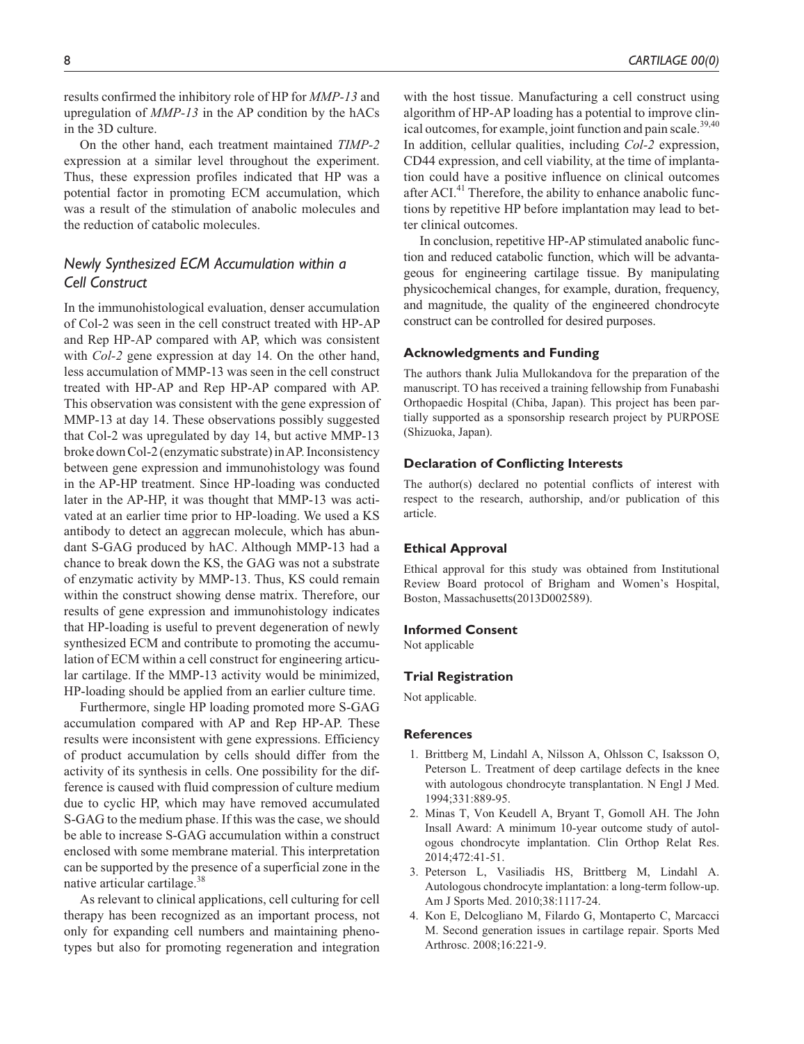results confirmed the inhibitory role of HP for *MMP-13* and upregulation of *MMP-13* in the AP condition by the hACs in the 3D culture.

On the other hand, each treatment maintained *TIMP-2* expression at a similar level throughout the experiment. Thus, these expression profiles indicated that HP was a potential factor in promoting ECM accumulation, which was a result of the stimulation of anabolic molecules and the reduction of catabolic molecules.

## Newly Synthesized ECM Accumulation within a Cell Construct

In the immunohistological evaluation, denser accumulation of Col-2 was seen in the cell construct treated with HP-AP and Rep HP-AP compared with AP, which was consistent with *Col-2* gene expression at day 14. On the other hand, less accumulation of MMP-13 was seen in the cell construct treated with HP-AP and Rep HP-AP compared with AP. This observation was consistent with the gene expression of MMP-13 at day 14. These observations possibly suggested that Col-2 was upregulated by day 14, but active MMP-13 broke down Col-2 (enzymatic substrate) in AP. Inconsistency between gene expression and immunohistology was found in the AP-HP treatment. Since HP-loading was conducted later in the AP-HP, it was thought that MMP-13 was activated at an earlier time prior to HP-loading. We used a KS antibody to detect an aggrecan molecule, which has abundant S-GAG produced by hAC. Although MMP-13 had a chance to break down the KS, the GAG was not a substrate of enzymatic activity by MMP-13. Thus, KS could remain within the construct showing dense matrix. Therefore, our results of gene expression and immunohistology indicates that HP-loading is useful to prevent degeneration of newly synthesized ECM and contribute to promoting the accumulation of ECM within a cell construct for engineering articular cartilage. If the MMP-13 activity would be minimized, HP-loading should be applied from an earlier culture time.

Furthermore, single HP loading promoted more S-GAG accumulation compared with AP and Rep HP-AP. These results were inconsistent with gene expressions. Efficiency of product accumulation by cells should differ from the activity of its synthesis in cells. One possibility for the difference is caused with fluid compression of culture medium due to cyclic HP, which may have removed accumulated S-GAG to the medium phase. If this was the case, we should be able to increase S-GAG accumulation within a construct enclosed with some membrane material. This interpretation can be supported by the presence of a superficial zone in the native articular cartilage.[38]

As relevant to clinical applications, cell culturing for cell therapy has been recognized as an important process, not only for expanding cell numbers and maintaining phenotypes but also for promoting regeneration and integration with the host tissue. Manufacturing a cell construct using algorithm of HP-AP loading has a potential to improve clinical outcomes, for example, joint function and pain scale.[39,40] In addition, cellular qualities, including *Col-2* expression, CD44 expression, and cell viability, at the time of implantation could have a positive influence on clinical outcomes after ACI.[41] Therefore, the ability to enhance anabolic functions by repetitive HP before implantation may lead to better clinical outcomes.

In conclusion, repetitive HP-AP stimulated anabolic function and reduced catabolic function, which will be advantageous for engineering cartilage tissue. By manipulating physicochemical changes, for example, duration, frequency, and magnitude, the quality of the engineered chondrocyte construct can be controlled for desired purposes.

### Acknowledgments and Funding

The authors thank Julia Mullokandova for the preparation of the manuscript. TO has received a training fellowship from Funabashi Orthopaedic Hospital (Chiba, Japan). This project has been partially supported as a sponsorship research project by PURPOSE (Shizuoka, Japan).

### Declaration of Conflicting Interests

The author(s) declared no potential conflicts of interest with respect to the research, authorship, and/or publication of this article.

### Ethical Approval

Ethical approval for this study was obtained from Institutional Review Board protocol of Brigham and Women's Hospital, Boston, Massachusetts(2013D002589).

### Informed Consent

Not applicable

### Trial Registration

Not applicable.

### References

1. Brittberg M, Lindahl A, Nilsson A, Ohlsson C, Isaksson O, Peterson L. Treatment of deep cartilage defects in the knee with autologous chondrocyte transplantation. N Engl J Med. 1994;331:889-95.
2. Minas T, Von Keudell A, Bryant T, Gomoll AH. The John Insall Award: A minimum 10-year outcome study of autologous chondrocyte implantation. Clin Orthop Relat Res. 2014;472:41-51.
3. Peterson L, Vasiliadis HS, Brittberg M, Lindahl A. Autologous chondrocyte implantation: a long-term follow-up. Am J Sports Med. 2010;38:1117-24.
4. Kon E, Delcogliano M, Filardo G, Montaperto C, Marcacci M. Second generation issues in cartilage repair. Sports Med Arthrosc. 2008;16:221-9.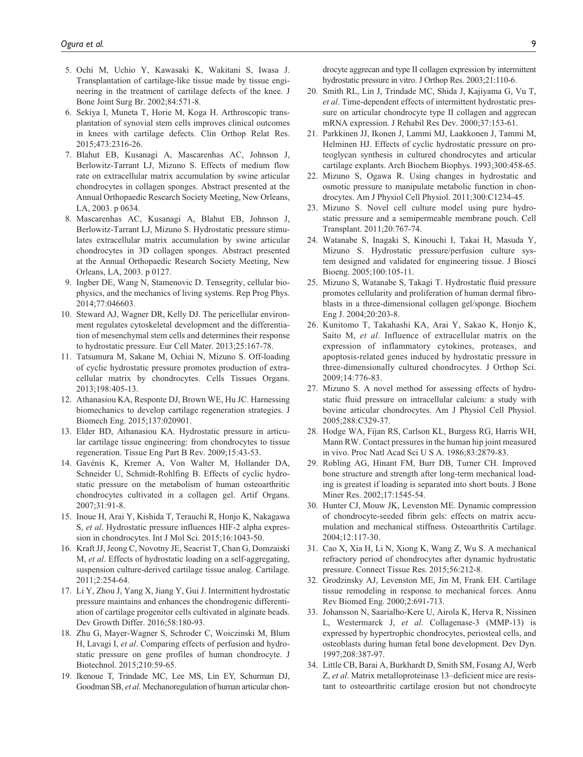5. Ochi M, Uchio Y, Kawasaki K, Wakitani S, Iwasa J. Transplantation of cartilage-like tissue made by tissue engineering in the treatment of cartilage defects of the knee. J Bone Joint Surg Br. 2002;84:571-8.
6. Sekiya I, Muneta T, Horie M, Koga H. Arthroscopic transplantation of synovial stem cells improves clinical outcomes in knees with cartilage defects. Clin Orthop Relat Res. 2015;473:2316-26.
7. Blahut EB, Kusanagi A, Mascarenhas AC, Johnson J, Berlowitz-Tarrant LJ, Mizuno S. Effects of medium flow rate on extracellular matrix accumulation by swine articular chondrocytes in collagen sponges. Abstract presented at the Annual Orthopaedic Research Society Meeting, New Orleans, LA, 2003. p 0634.
8. Mascarenhas AC, Kusanagi A, Blahut EB, Johnson J, Berlowitz-Tarrant LJ, Mizuno S. Hydrostatic pressure stimulates extracellular matrix accumulation by swine articular chondrocytes in 3D collagen sponges. Abstract presented at the Annual Orthopaedic Research Society Meeting, New Orleans, LA, 2003. p 0127.
9. Ingber DE, Wang N, Stamenovic D. Tensegrity, cellular biophysics, and the mechanics of living systems. Rep Prog Phys. 2014;77:046603.
10. Steward AJ, Wagner DR, Kelly DJ. The pericellular environment regulates cytoskeletal development and the differentiation of mesenchymal stem cells and determines their response to hydrostatic pressure. Eur Cell Mater. 2013;25:167-78.
11. Tatsumura M, Sakane M, Ochiai N, Mizuno S. Off-loading of cyclic hydrostatic pressure promotes production of extracellular matrix by chondrocytes. Cells Tissues Organs. 2013;198:405-13.
12. Athanasiou KA, Responte DJ, Brown WE, Hu JC. Harnessing biomechanics to develop cartilage regeneration strategies. J Biomech Eng. 2015;137:020901.
13. Elder BD, Athanasiou KA. Hydrostatic pressure in articular cartilage tissue engineering: from chondrocytes to tissue regeneration. Tissue Eng Part B Rev. 2009;15:43-53.
14. Gavénis K, Kremer A, Von Walter M, Hollander DA, Schneider U, Schmidt-Rohlfing B. Effects of cyclic hydrostatic pressure on the metabolism of human osteoarthritic chondrocytes cultivated in a collagen gel. Artif Organs. 2007;31:91-8.
15. Inoue H, Arai Y, Kishida T, Terauchi R, Honjo K, Nakagawa S, *et al*. Hydrostatic pressure influences HIF-2 alpha expression in chondrocytes. Int J Mol Sci. 2015;16:1043-50.
16. Kraft JJ, Jeong C, Novotny JE, Seacrist T, Chan G, Domzaiski M, *et al*. Effects of hydrostatic loading on a self-aggregating, suspension culture-derived cartilage tissue analog. Cartilage. 2011;2:254-64.
17. Li Y, Zhou J, Yang X, Jiang Y, Gui J. Intermittent hydrostatic pressure maintains and enhances the chondrogenic differentiation of cartilage progenitor cells cultivated in alginate beads. Dev Growth Differ. 2016;58:180-93.
18. Zhu G, Mayer-Wagner S, Schroder C, Woiczinski M, Blum H, Lavagi I, *et al*. Comparing effects of perfusion and hydrostatic pressure on gene profiles of human chondrocyte. J Biotechnol. 2015;210:59-65.
19. Ikenoue T, Trindade MC, Lee MS, Lin EY, Schurman DJ, Goodman SB, *et al*. Mechanoregulation of human articular chondrocyte aggrecan and type II collagen expression by intermittent hydrostatic pressure in vitro. J Orthop Res. 2003;21:110-6.
20. Smith RL, Lin J, Trindade MC, Shida J, Kajiyama G, Vu T, *et al*. Time-dependent effects of intermittent hydrostatic pressure on articular chondrocyte type II collagen and aggrecan mRNA expression. J Rehabil Res Dev. 2000;37:153-61.
21. Parkkinen JJ, Ikonen J, Lammi MJ, Laakkonen J, Tammi M, Helminen HJ. Effects of cyclic hydrostatic pressure on proteoglycan synthesis in cultured chondrocytes and articular cartilage explants. Arch Biochem Biophys. 1993;300:458-65.
22. Mizuno S, Ogawa R. Using changes in hydrostatic and osmotic pressure to manipulate metabolic function in chondrocytes. Am J Physiol Cell Physiol. 2011;300:C1234-45.
23. Mizuno S. Novel cell culture model using pure hydrostatic pressure and a semipermeable membrane pouch. Cell Transplant. 2011;20:767-74.
24. Watanabe S, Inagaki S, Kinouchi I, Takai H, Masuda Y, Mizuno S. Hydrostatic pressure/perfusion culture system designed and validated for engineering tissue. J Biosci Bioeng. 2005;100:105-11.
25. Mizuno S, Watanabe S, Takagi T. Hydrostatic fluid pressure promotes cellularity and proliferation of human dermal fibroblasts in a three-dimensional collagen gel/sponge. Biochem Eng J. 2004;20:203-8.
26. Kunitomo T, Takahashi KA, Arai Y, Sakao K, Honjo K, Saito M, *et al*. Influence of extracellular matrix on the expression of inflammatory cytokines, proteases, and apoptosis-related genes induced by hydrostatic pressure in three-dimensionally cultured chondrocytes. J Orthop Sci. 2009;14:776-83.
27. Mizuno S. A novel method for assessing effects of hydrostatic fluid pressure on intracellular calcium: a study with bovine articular chondrocytes. Am J Physiol Cell Physiol. 2005;288:C329-37.
28. Hodge WA, Fijan RS, Carlson KL, Burgess RG, Harris WH, Mann RW. Contact pressures in the human hip joint measured in vivo. Proc Natl Acad Sci U S A. 1986;83:2879-83.
29. Robling AG, Hinant FM, Burr DB, Turner CH. Improved bone structure and strength after long-term mechanical loading is greatest if loading is separated into short bouts. J Bone Miner Res. 2002;17:1545-54.
30. Hunter CJ, Mouw JK, Levenston ME. Dynamic compression of chondrocyte-seeded fibrin gels: effects on matrix accumulation and mechanical stiffness. Osteoarthritis Cartilage. 2004;12:117-30.
31. Cao X, Xia H, Li N, Xiong K, Wang Z, Wu S. A mechanical refractory period of chondrocytes after dynamic hydrostatic pressure. Connect Tissue Res. 2015;56:212-8.
32. Grodzinsky AJ, Levenston ME, Jin M, Frank EH. Cartilage tissue remodeling in response to mechanical forces. Annu Rev Biomed Eng. 2000;2:691-713.
33. Johansson N, Saarialho-Kere U, Airola K, Herva R, Nissinen L, Westermarck J, *et al*. Collagenase-3 (MMP-13) is expressed by hypertrophic chondrocytes, periosteal cells, and osteoblasts during human fetal bone development. Dev Dyn. 1997;208:387-97.
34. Little CB, Barai A, Burkhardt D, Smith SM, Fosang AJ, Werb Z, *et al*. Matrix metalloproteinase 13–deficient mice are resistant to osteoarthritic cartilage erosion but not chondrocyte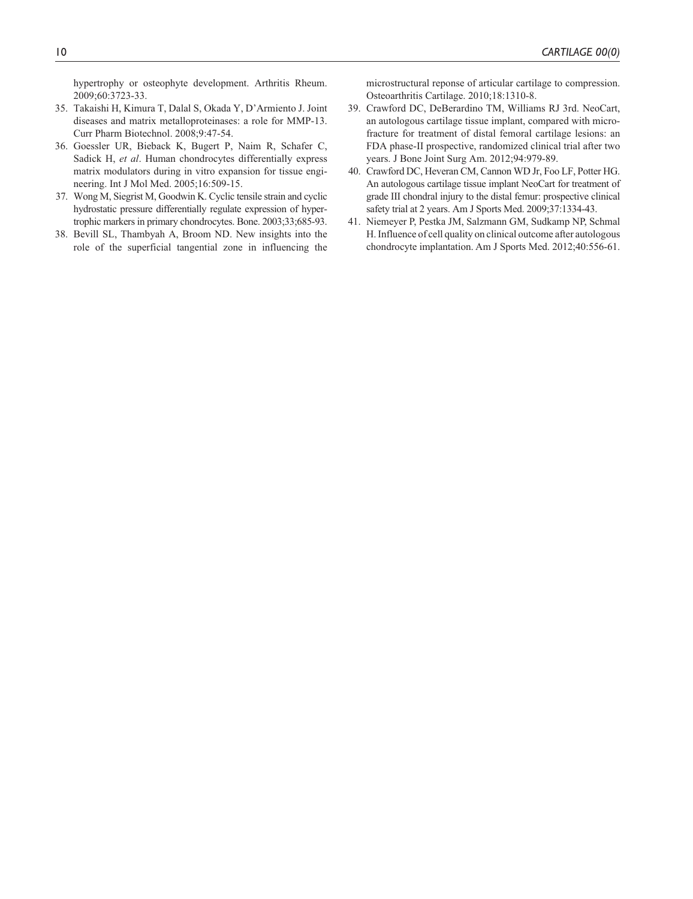hypertrophy or osteophyte development. Arthritis Rheum. 2009;60:3723-33.

35. Takaishi H, Kimura T, Dalal S, Okada Y, D'Armiento J. Joint diseases and matrix metalloproteinases: a role for MMP-13. Curr Pharm Biotechnol. 2008;9:47-54.
36. Goessler UR, Bieback K, Bugert P, Naim R, Schafer C, Sadick H, *et al*. Human chondrocytes differentially express matrix modulators during in vitro expansion for tissue engineering. Int J Mol Med. 2005;16:509-15.
37. Wong M, Siegrist M, Goodwin K. Cyclic tensile strain and cyclic hydrostatic pressure differentially regulate expression of hypertrophic markers in primary chondrocytes. Bone. 2003;33;685-93.
38. Bevill SL, Thambyah A, Broom ND. New insights into the role of the superficial tangential zone in influencing the microstructural reponse of articular cartilage to compression. Osteoarthritis Cartilage. 2010;18:1310-8.
39. Crawford DC, DeBerardino TM, Williams RJ 3rd. NeoCart, an autologous cartilage tissue implant, compared with microfracture for treatment of distal femoral cartilage lesions: an FDA phase-II prospective, randomized clinical trial after two years. J Bone Joint Surg Am. 2012;94:979-89.
40. Crawford DC, Heveran CM, Cannon WD Jr, Foo LF, Potter HG. An autologous cartilage tissue implant NeoCart for treatment of grade III chondral injury to the distal femur: prospective clinical safety trial at 2 years. Am J Sports Med. 2009;37:1334-43.
41. Niemeyer P, Pestka JM, Salzmann GM, Sudkamp NP, Schmal H. Influence of cell quality on clinical outcome after autologous chondrocyte implantation. Am J Sports Med. 2012;40:556-61.